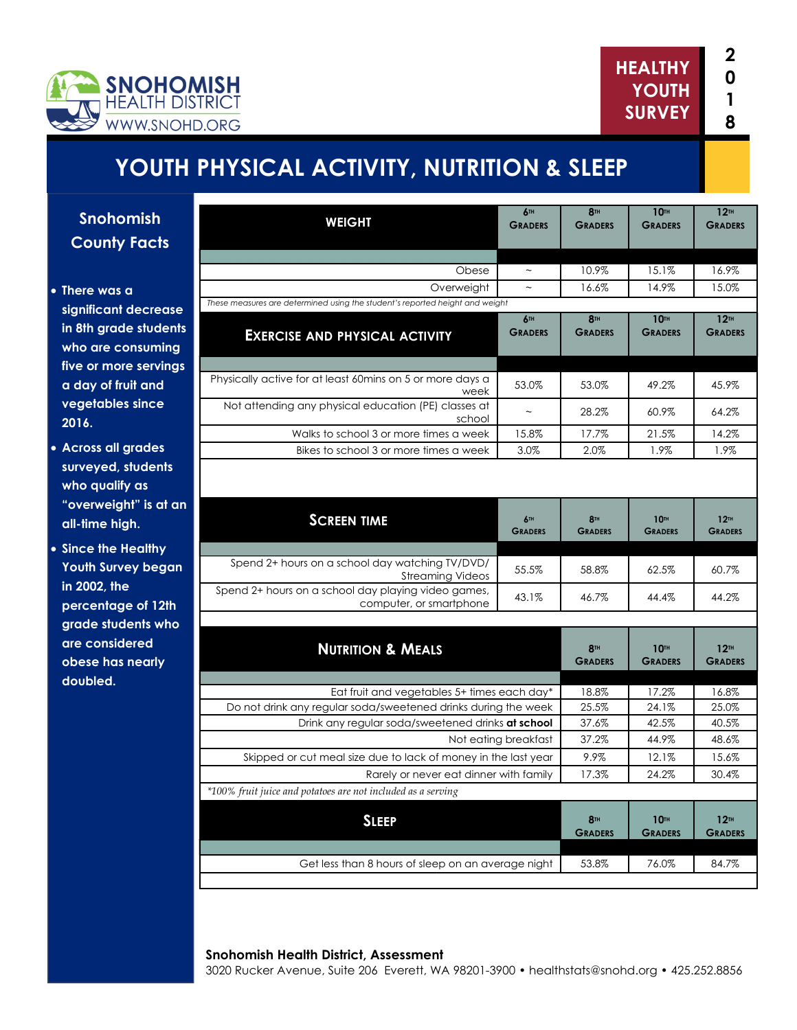SNOHOMISH HEALTH DISTRICT
WWW.SNOHD.ORG

HEALTHY YOUTH SURVEY 2018

# YOUTH PHYSICAL ACTIVITY, NUTRITION & SLEEP

## Snohomish County Facts

- There was a significant decrease in 8th grade students who are consuming five or more servings a day of fruit and vegetables since 2016.
- Across all grades surveyed, students who qualify as "overweight" is at an all-time high.
- Since the Healthy Youth Survey began in 2002, the percentage of 12th grade students who are considered obese has nearly doubled.

| WEIGHT | 6th Graders | 8th Graders | 10th Graders | 12th Graders |
|---|---|---|---|---|
| Obese | ~ | 10.9% | 15.1% | 16.9% |
| Overweight | ~ | 16.6% | 14.9% | 15.0% |

*These measures are determined using the student's reported height and weight*

| EXERCISE AND PHYSICAL ACTIVITY | 6th Graders | 8th Graders | 10th Graders | 12th Graders |
|---|---|---|---|---|
| Physically active for at least 60mins on 5 or more days a week | 53.0% | 53.0% | 49.2% | 45.9% |
| Not attending any physical education (PE) classes at school | ~ | 28.2% | 60.9% | 64.2% |
| Walks to school 3 or more times a week | 15.8% | 17.7% | 21.5% | 14.2% |
| Bikes to school 3 or more times a week | 3.0% | 2.0% | 1.9% | 1.9% |

| SCREEN TIME | 6th Graders | 8th Graders | 10th Graders | 12th Graders |
|---|---|---|---|---|
| Spend 2+ hours on a school day watching TV/DVD/ Streaming Videos | 55.5% | 58.8% | 62.5% | 60.7% |
| Spend 2+ hours on a school day playing video games, computer, or smartphone | 43.1% | 46.7% | 44.4% | 44.2% |

| NUTRITION & MEALS | 8th Graders | 10th Graders | 12th Graders |
|---|---|---|---|
| Eat fruit and vegetables 5+ times each day* | 18.8% | 17.2% | 16.8% |
| Do not drink any regular soda/sweetened drinks during the week | 25.5% | 24.1% | 25.0% |
| Drink any regular soda/sweetened drinks **at school** | 37.6% | 42.5% | 40.5% |
| Not eating breakfast | 37.2% | 44.9% | 48.6% |
| Skipped or cut meal size due to lack of money in the last year | 9.9% | 12.1% | 15.6% |
| Rarely or never eat dinner with family | 17.3% | 24.2% | 30.4% |

*\*100% fruit juice and potatoes are not included as a serving*

| SLEEP | 8th Graders | 10th Graders | 12th Graders |
|---|---|---|---|
| Get less than 8 hours of sleep on an average night | 53.8% | 76.0% | 84.7% |

**Snohomish Health District, Assessment**
3020 Rucker Avenue, Suite 206 Everett, WA 98201-3900 • healthstats@snohd.org • 425.252.8856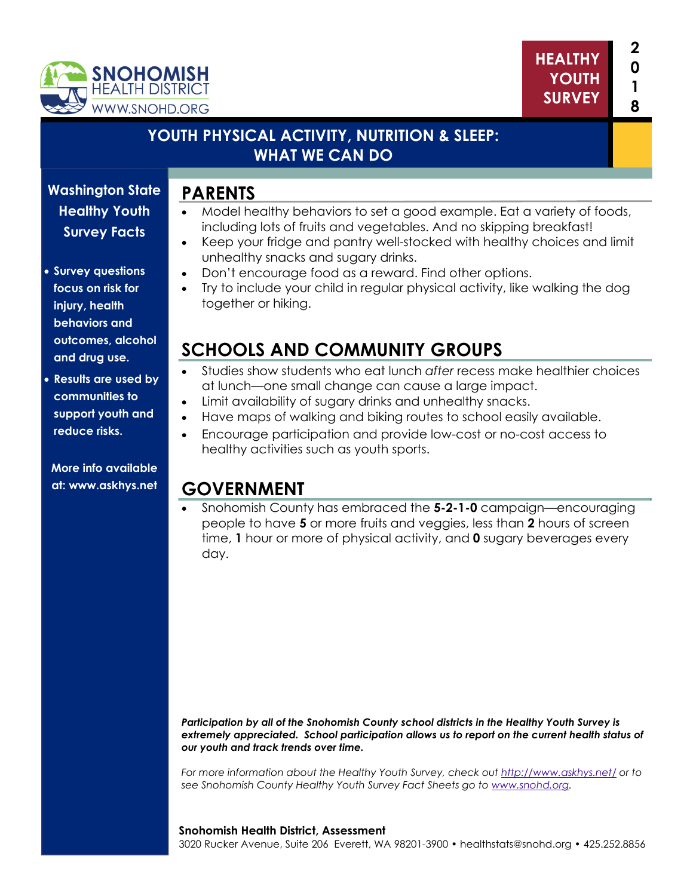SNOHOMISH HEALTH DISTRICT
WWW.SNOHD.ORG

HEALTHY YOUTH SURVEY 2018

# YOUTH PHYSICAL ACTIVITY, NUTRITION & SLEEP: WHAT WE CAN DO

**Washington State Healthy Youth Survey Facts**

- **Survey questions focus on risk for injury, health behaviors and outcomes, alcohol and drug use.**
- **Results are used by communities to support youth and reduce risks.**

**More info available at: www.askhys.net**

## PARENTS

- Model healthy behaviors to set a good example. Eat a variety of foods, including lots of fruits and vegetables. And no skipping breakfast!
- Keep your fridge and pantry well-stocked with healthy choices and limit unhealthy snacks and sugary drinks.
- Don't encourage food as a reward. Find other options.
- Try to include your child in regular physical activity, like walking the dog together or hiking.

## SCHOOLS AND COMMUNITY GROUPS

- Studies show students who eat lunch *after* recess make healthier choices at lunch—one small change can cause a large impact.
- Limit availability of sugary drinks and unhealthy snacks.
- Have maps of walking and biking routes to school easily available.
- Encourage participation and provide low-cost or no-cost access to healthy activities such as youth sports.

## GOVERNMENT

- Snohomish County has embraced the **5-2-1-0** campaign—encouraging people to have **5** or more fruits and veggies, less than **2** hours of screen time, **1** hour or more of physical activity, and **0** sugary beverages every day.

***Participation by all of the Snohomish County school districts in the Healthy Youth Survey is extremely appreciated. School participation allows us to report on the current health status of our youth and track trends over time.***

*For more information about the Healthy Youth Survey, check out [http://www.askhys.net/](http://www.askhys.net/) or to see Snohomish County Healthy Youth Survey Fact Sheets go to [www.snohd.org](www.snohd.org).*

**Snohomish Health District, Assessment**
3020 Rucker Avenue, Suite 206 Everett, WA 98201-3900 • healthstats@snohd.org • 425.252.8856